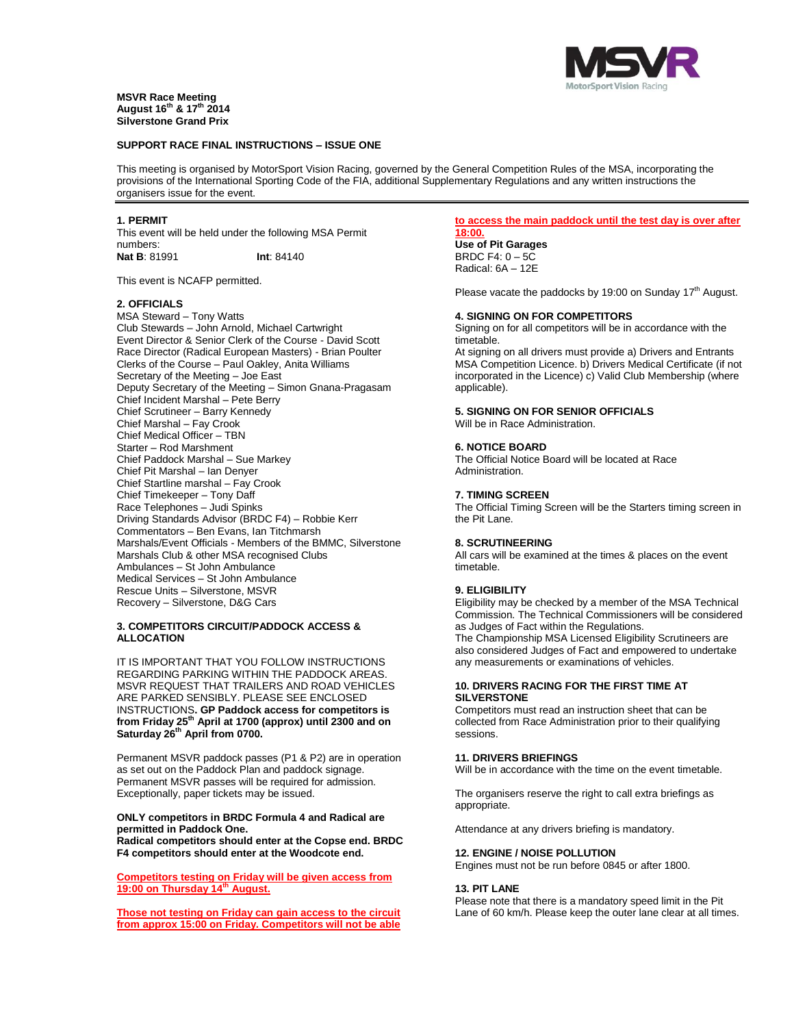MSVR

MotorSport Vision Racing

**MSVR Race Meeting**
**August 16th & 17th 2014**
**Silverstone Grand Prix**

**SUPPORT RACE FINAL INSTRUCTIONS – ISSUE ONE**

This meeting is organised by MotorSport Vision Racing, governed by the General Competition Rules of the MSA, incorporating the provisions of the International Sporting Code of the FIA, additional Supplementary Regulations and any written instructions the organisers issue for the event.

**1. PERMIT**

This event will be held under the following MSA Permit numbers:

**Nat B**: 81991 **Int**: 84140

This event is NCAFP permitted.

**2. OFFICIALS**

MSA Steward – Tony Watts
Club Stewards – John Arnold, Michael Cartwright
Event Director & Senior Clerk of the Course - David Scott
Race Director (Radical European Masters) - Brian Poulter
Clerks of the Course – Paul Oakley, Anita Williams
Secretary of the Meeting – Joe East
Deputy Secretary of the Meeting – Simon Gnana-Pragasam
Chief Incident Marshal – Pete Berry
Chief Scrutineer – Barry Kennedy
Chief Marshal – Fay Crook
Chief Medical Officer – TBN
Starter – Rod Marshment
Chief Paddock Marshal – Sue Markey
Chief Pit Marshal – Ian Denyer
Chief Startline marshal – Fay Crook
Chief Timekeeper – Tony Daff
Race Telephones – Judi Spinks
Driving Standards Advisor (BRDC F4) – Robbie Kerr
Commentators – Ben Evans, Ian Titchmarsh
Marshals/Event Officials - Members of the BMMC, Silverstone Marshals Club & other MSA recognised Clubs
Ambulances – St John Ambulance
Medical Services – St John Ambulance
Rescue Units – Silverstone, MSVR
Recovery – Silverstone, D&G Cars

**3. COMPETITORS CIRCUIT/PADDOCK ACCESS & ALLOCATION**

IT IS IMPORTANT THAT YOU FOLLOW INSTRUCTIONS REGARDING PARKING WITHIN THE PADDOCK AREAS. MSVR REQUEST THAT TRAILERS AND ROAD VEHICLES ARE PARKED SENSIBLY. PLEASE SEE ENCLOSED INSTRUCTIONS**. GP Paddock access for competitors is from Friday 25th April at 1700 (approx) until 2300 and on Saturday 26th April from 0700.**

Permanent MSVR paddock passes (P1 & P2) are in operation as set out on the Paddock Plan and paddock signage. Permanent MSVR passes will be required for admission. Exceptionally, paper tickets may be issued.

**ONLY competitors in BRDC Formula 4 and Radical are permitted in Paddock One.**
**Radical competitors should enter at the Copse end. BRDC F4 competitors should enter at the Woodcote end.**

**Competitors testing on Friday will be given access from 19:00 on Thursday 14th August.**

**Those not testing on Friday can gain access to the circuit from approx 15:00 on Friday. Competitors will not be able to access the main paddock until the test day is over after 18:00.**

**Use of Pit Garages**
BRDC F4: 0 – 5C
Radical: 6A – 12E

Please vacate the paddocks by 19:00 on Sunday 17th August.

**4. SIGNING ON FOR COMPETITORS**

Signing on for all competitors will be in accordance with the timetable.
At signing on all drivers must provide a) Drivers and Entrants MSA Competition Licence. b) Drivers Medical Certificate (if not incorporated in the Licence) c) Valid Club Membership (where applicable).

**5. SIGNING ON FOR SENIOR OFFICIALS**

Will be in Race Administration.

**6. NOTICE BOARD**

The Official Notice Board will be located at Race Administration.

**7. TIMING SCREEN**

The Official Timing Screen will be the Starters timing screen in the Pit Lane.

**8. SCRUTINEERING**

All cars will be examined at the times & places on the event timetable.

**9. ELIGIBILITY**

Eligibility may be checked by a member of the MSA Technical Commission. The Technical Commissioners will be considered as Judges of Fact within the Regulations.
The Championship MSA Licensed Eligibility Scrutineers are also considered Judges of Fact and empowered to undertake any measurements or examinations of vehicles.

**10. DRIVERS RACING FOR THE FIRST TIME AT SILVERSTONE**

Competitors must read an instruction sheet that can be collected from Race Administration prior to their qualifying sessions.

**11. DRIVERS BRIEFINGS**

Will be in accordance with the time on the event timetable.

The organisers reserve the right to call extra briefings as appropriate.

Attendance at any drivers briefing is mandatory.

**12. ENGINE / NOISE POLLUTION**

Engines must not be run before 0845 or after 1800.

**13. PIT LANE**

Please note that there is a mandatory speed limit in the Pit Lane of 60 km/h. Please keep the outer lane clear at all times.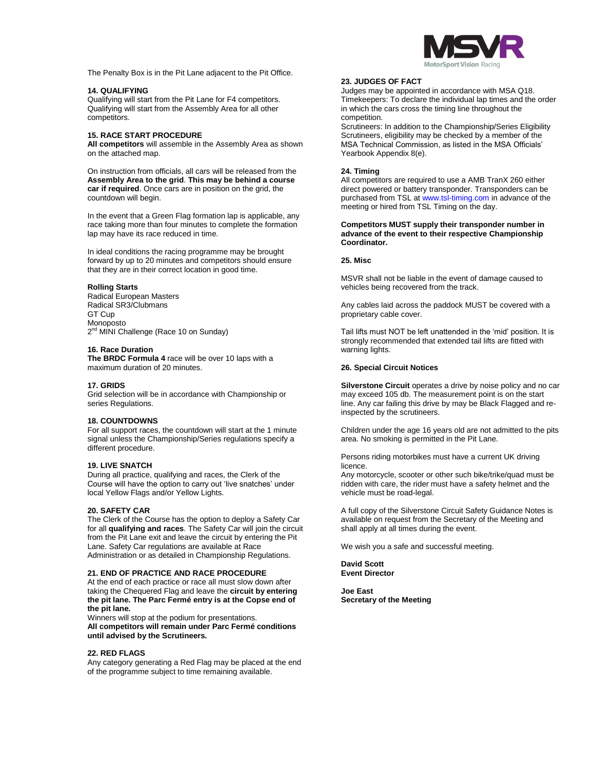The Penalty Box is in the Pit Lane adjacent to the Pit Office.

### 14. QUALIFYING

Qualifying will start from the Pit Lane for F4 competitors. Qualifying will start from the Assembly Area for all other competitors.

### 15. RACE START PROCEDURE

**All competitors** will assemble in the Assembly Area as shown on the attached map.

On instruction from officials, all cars will be released from the **Assembly Area to the grid**. **This may be behind a course car if required**. Once cars are in position on the grid, the countdown will begin.

In the event that a Green Flag formation lap is applicable, any race taking more than four minutes to complete the formation lap may have its race reduced in time.

In ideal conditions the racing programme may be brought forward by up to 20 minutes and competitors should ensure that they are in their correct location in good time.

**Rolling Starts**

Radical European Masters
Radical SR3/Clubmans
GT Cup
Monoposto
2nd MINI Challenge (Race 10 on Sunday)

### 16. Race Duration

**The BRDC Formula 4** race will be over 10 laps with a maximum duration of 20 minutes.

### 17. GRIDS

Grid selection will be in accordance with Championship or series Regulations.

### 18. COUNTDOWNS

For all support races, the countdown will start at the 1 minute signal unless the Championship/Series regulations specify a different procedure.

### 19. LIVE SNATCH

During all practice, qualifying and races, the Clerk of the Course will have the option to carry out 'live snatches' under local Yellow Flags and/or Yellow Lights.

### 20. SAFETY CAR

The Clerk of the Course has the option to deploy a Safety Car for all **qualifying and races**. The Safety Car will join the circuit from the Pit Lane exit and leave the circuit by entering the Pit Lane. Safety Car regulations are available at Race Administration or as detailed in Championship Regulations.

### 21. END OF PRACTICE AND RACE PROCEDURE

At the end of each practice or race all must slow down after taking the Chequered Flag and leave the **circuit by entering the pit lane. The Parc Fermé entry is at the Copse end of the pit lane.**

Winners will stop at the podium for presentations.

**All competitors will remain under Parc Fermé conditions until advised by the Scrutineers.**

### 22. RED FLAGS

Any category generating a Red Flag may be placed at the end of the programme subject to time remaining available.

### 23. JUDGES OF FACT

Judges may be appointed in accordance with MSA Q18.

Timekeepers: To declare the individual lap times and the order in which the cars cross the timing line throughout the competition.

Scrutineers: In addition to the Championship/Series Eligibility Scrutineers, eligibility may be checked by a member of the MSA Technical Commission, as listed in the MSA Officials' Yearbook Appendix 8(e).

### 24. Timing

All competitors are required to use a AMB TranX 260 either direct powered or battery transponder. Transponders can be purchased from TSL at www.tsl-timing.com in advance of the meeting or hired from TSL Timing on the day.

**Competitors MUST supply their transponder number in advance of the event to their respective Championship Coordinator.**

### 25. Misc

MSVR shall not be liable in the event of damage caused to vehicles being recovered from the track.

Any cables laid across the paddock MUST be covered with a proprietary cable cover.

Tail lifts must NOT be left unattended in the 'mid' position. It is strongly recommended that extended tail lifts are fitted with warning lights.

### 26. Special Circuit Notices

**Silverstone Circuit** operates a drive by noise policy and no car may exceed 105 db. The measurement point is on the start line. Any car failing this drive by may be Black Flagged and re-inspected by the scrutineers.

Children under the age 16 years old are not admitted to the pits area. No smoking is permitted in the Pit Lane.

Persons riding motorbikes must have a current UK driving licence.

Any motorcycle, scooter or other such bike/trike/quad must be ridden with care, the rider must have a safety helmet and the vehicle must be road-legal.

A full copy of the Silverstone Circuit Safety Guidance Notes is available on request from the Secretary of the Meeting and shall apply at all times during the event.

We wish you a safe and successful meeting.

**David Scott**
**Event Director**

**Joe East**
**Secretary of the Meeting**